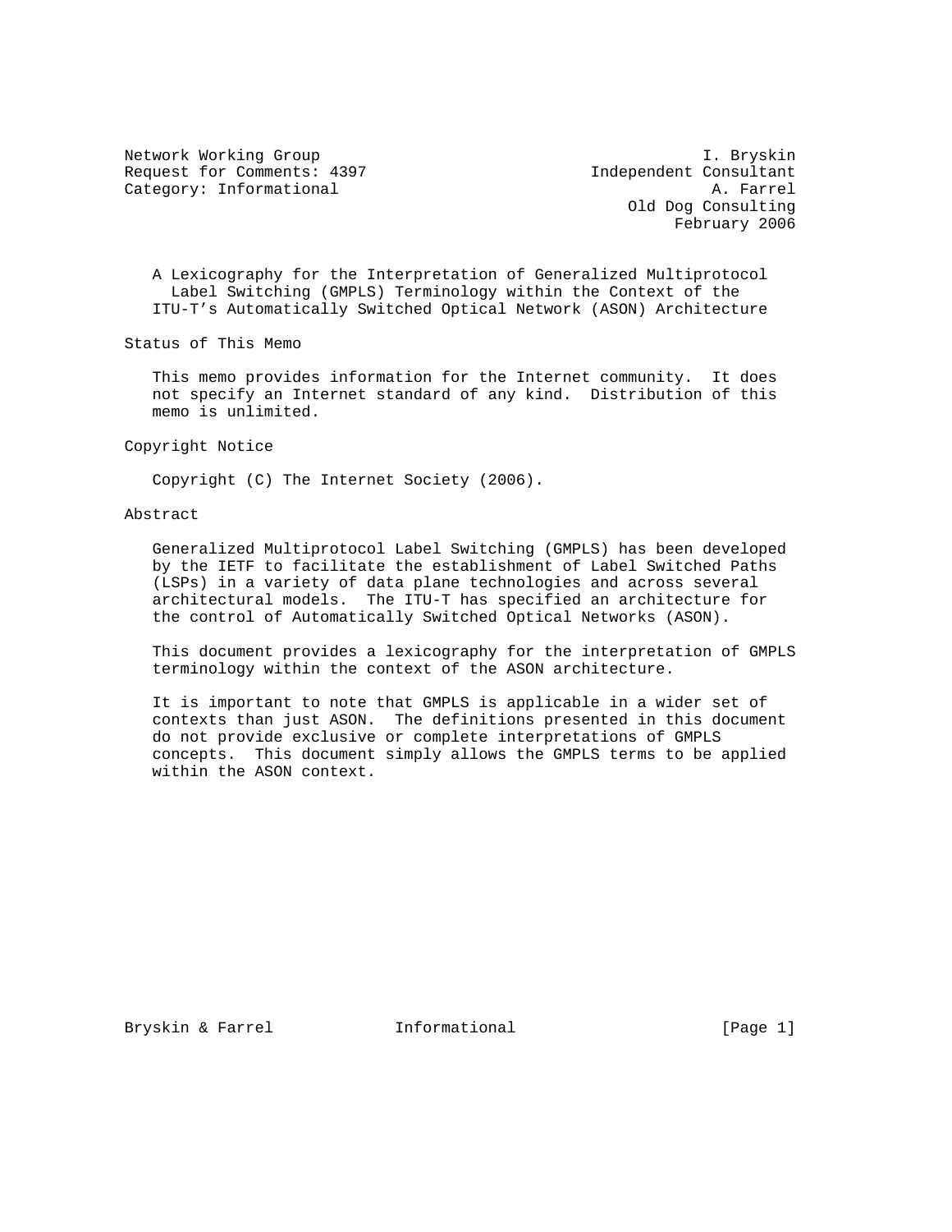Network Working Group I. Bryskin
Request for Comments: 4397 Independent Consultant
Category: Informational A. Farrel
Old Dog Consulting
February 2006

# A Lexicography for the Interpretation of Generalized Multiprotocol Label Switching (GMPLS) Terminology within the Context of the ITU-T's Automatically Switched Optical Network (ASON) Architecture

## Status of This Memo

This memo provides information for the Internet community. It does not specify an Internet standard of any kind. Distribution of this memo is unlimited.

## Copyright Notice

Copyright (C) The Internet Society (2006).

## Abstract

Generalized Multiprotocol Label Switching (GMPLS) has been developed by the IETF to facilitate the establishment of Label Switched Paths (LSPs) in a variety of data plane technologies and across several architectural models. The ITU-T has specified an architecture for the control of Automatically Switched Optical Networks (ASON).

This document provides a lexicography for the interpretation of GMPLS terminology within the context of the ASON architecture.

It is important to note that GMPLS is applicable in a wider set of contexts than just ASON. The definitions presented in this document do not provide exclusive or complete interpretations of GMPLS concepts. This document simply allows the GMPLS terms to be applied within the ASON context.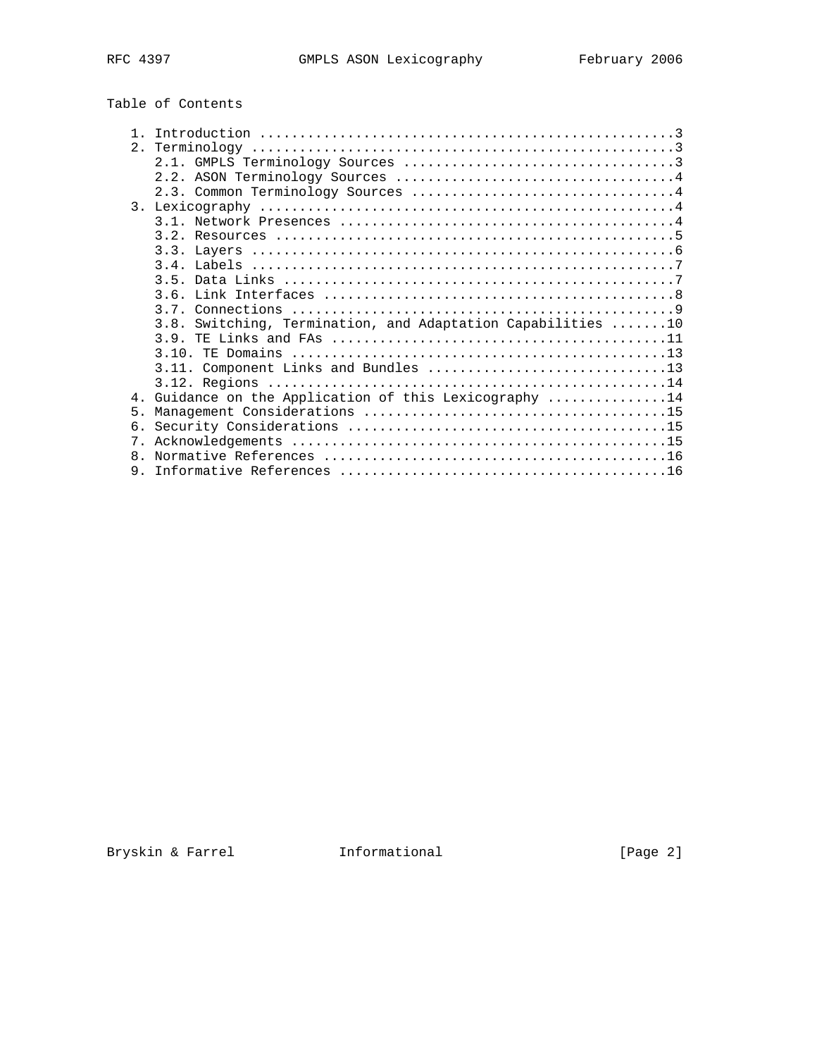Table of Contents

```
   1. Introduction ....................................................3
   2. Terminology .....................................................3
      2.1. GMPLS Terminology Sources ..................................3
      2.2. ASON Terminology Sources ...................................4
      2.3. Common Terminology Sources .................................4
   3. Lexicography ....................................................4
      3.1. Network Presences ..........................................4
      3.2. Resources ..................................................5
      3.3. Layers .....................................................6
      3.4. Labels .....................................................7
      3.5. Data Links .................................................7
      3.6. Link Interfaces ............................................8
      3.7. Connections ................................................9
      3.8. Switching, Termination, and Adaptation Capabilities .......10
      3.9. TE Links and FAs ..........................................11
      3.10. TE Domains ...............................................13
      3.11. Component Links and Bundles ..............................13
      3.12. Regions ..................................................14
   4. Guidance on the Application of this Lexicography ...............14
   5. Management Considerations ......................................15
   6. Security Considerations ........................................15
   7. Acknowledgements ...............................................15
   8. Normative References ...........................................16
   9. Informative References .........................................16
```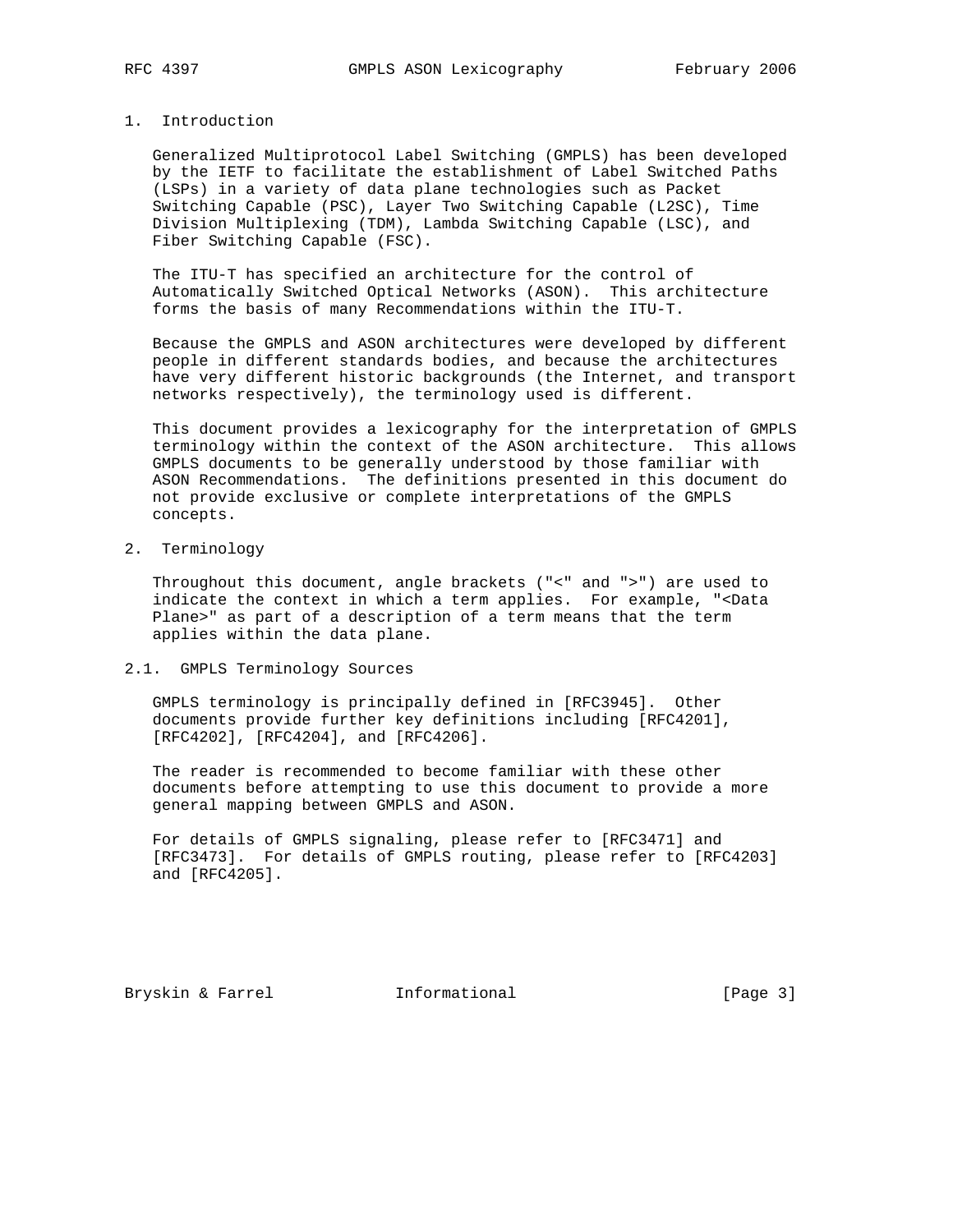## 1. Introduction

Generalized Multiprotocol Label Switching (GMPLS) has been developed by the IETF to facilitate the establishment of Label Switched Paths (LSPs) in a variety of data plane technologies such as Packet Switching Capable (PSC), Layer Two Switching Capable (L2SC), Time Division Multiplexing (TDM), Lambda Switching Capable (LSC), and Fiber Switching Capable (FSC).

The ITU-T has specified an architecture for the control of Automatically Switched Optical Networks (ASON). This architecture forms the basis of many Recommendations within the ITU-T.

Because the GMPLS and ASON architectures were developed by different people in different standards bodies, and because the architectures have very different historic backgrounds (the Internet, and transport networks respectively), the terminology used is different.

This document provides a lexicography for the interpretation of GMPLS terminology within the context of the ASON architecture. This allows GMPLS documents to be generally understood by those familiar with ASON Recommendations. The definitions presented in this document do not provide exclusive or complete interpretations of the GMPLS concepts.

## 2. Terminology

Throughout this document, angle brackets ("<" and ">") are used to indicate the context in which a term applies. For example, "<Data Plane>" as part of a description of a term means that the term applies within the data plane.

### 2.1. GMPLS Terminology Sources

GMPLS terminology is principally defined in [RFC3945]. Other documents provide further key definitions including [RFC4201], [RFC4202], [RFC4204], and [RFC4206].

The reader is recommended to become familiar with these other documents before attempting to use this document to provide a more general mapping between GMPLS and ASON.

For details of GMPLS signaling, please refer to [RFC3471] and [RFC3473]. For details of GMPLS routing, please refer to [RFC4203] and [RFC4205].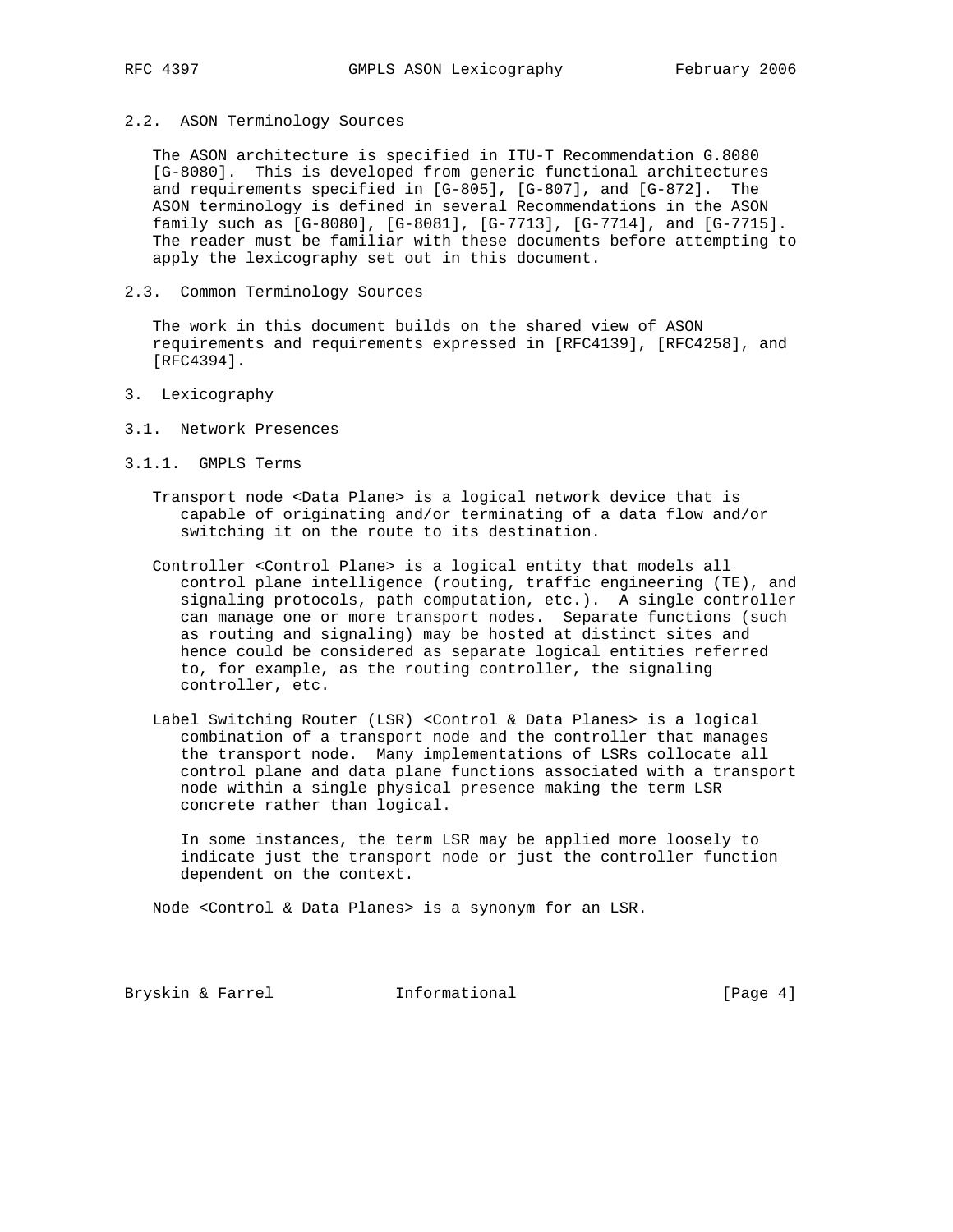## 2.2. ASON Terminology Sources

The ASON architecture is specified in ITU-T Recommendation G.8080 [G-8080]. This is developed from generic functional architectures and requirements specified in [G-805], [G-807], and [G-872]. The ASON terminology is defined in several Recommendations in the ASON family such as [G-8080], [G-8081], [G-7713], [G-7714], and [G-7715]. The reader must be familiar with these documents before attempting to apply the lexicography set out in this document.

## 2.3. Common Terminology Sources

The work in this document builds on the shared view of ASON requirements and requirements expressed in [RFC4139], [RFC4258], and [RFC4394].

# 3. Lexicography

## 3.1. Network Presences

### 3.1.1. GMPLS Terms

Transport node <Data Plane> is a logical network device that is capable of originating and/or terminating of a data flow and/or switching it on the route to its destination.

Controller <Control Plane> is a logical entity that models all control plane intelligence (routing, traffic engineering (TE), and signaling protocols, path computation, etc.). A single controller can manage one or more transport nodes. Separate functions (such as routing and signaling) may be hosted at distinct sites and hence could be considered as separate logical entities referred to, for example, as the routing controller, the signaling controller, etc.

Label Switching Router (LSR) <Control & Data Planes> is a logical combination of a transport node and the controller that manages the transport node. Many implementations of LSRs collocate all control plane and data plane functions associated with a transport node within a single physical presence making the term LSR concrete rather than logical.

In some instances, the term LSR may be applied more loosely to indicate just the transport node or just the controller function dependent on the context.

Node <Control & Data Planes> is a synonym for an LSR.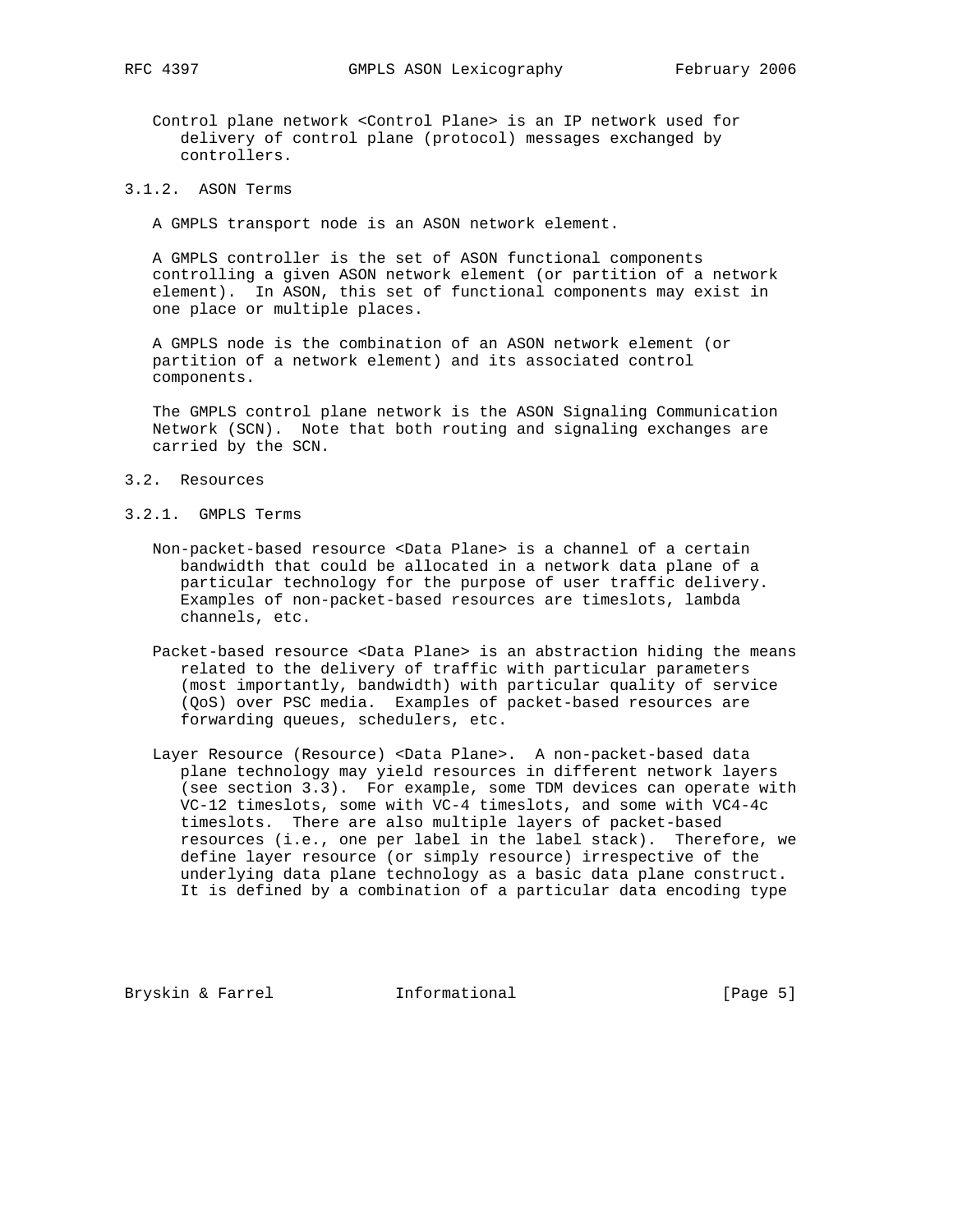Control plane network <Control Plane> is an IP network used for delivery of control plane (protocol) messages exchanged by controllers.

#### 3.1.2. ASON Terms

A GMPLS transport node is an ASON network element.

A GMPLS controller is the set of ASON functional components controlling a given ASON network element (or partition of a network element). In ASON, this set of functional components may exist in one place or multiple places.

A GMPLS node is the combination of an ASON network element (or partition of a network element) and its associated control components.

The GMPLS control plane network is the ASON Signaling Communication Network (SCN). Note that both routing and signaling exchanges are carried by the SCN.

### 3.2. Resources

#### 3.2.1. GMPLS Terms

Non-packet-based resource <Data Plane> is a channel of a certain bandwidth that could be allocated in a network data plane of a particular technology for the purpose of user traffic delivery. Examples of non-packet-based resources are timeslots, lambda channels, etc.

Packet-based resource <Data Plane> is an abstraction hiding the means related to the delivery of traffic with particular parameters (most importantly, bandwidth) with particular quality of service (QoS) over PSC media. Examples of packet-based resources are forwarding queues, schedulers, etc.

Layer Resource (Resource) <Data Plane>. A non-packet-based data plane technology may yield resources in different network layers (see section 3.3). For example, some TDM devices can operate with VC-12 timeslots, some with VC-4 timeslots, and some with VC4-4c timeslots. There are also multiple layers of packet-based resources (i.e., one per label in the label stack). Therefore, we define layer resource (or simply resource) irrespective of the underlying data plane technology as a basic data plane construct. It is defined by a combination of a particular data encoding type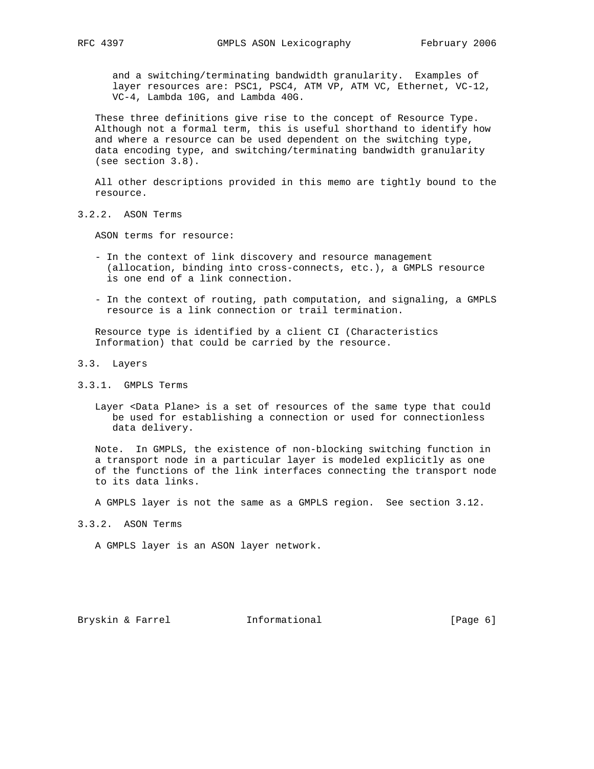and a switching/terminating bandwidth granularity. Examples of layer resources are: PSC1, PSC4, ATM VP, ATM VC, Ethernet, VC-12, VC-4, Lambda 10G, and Lambda 40G.

These three definitions give rise to the concept of Resource Type. Although not a formal term, this is useful shorthand to identify how and where a resource can be used dependent on the switching type, data encoding type, and switching/terminating bandwidth granularity (see section 3.8).

All other descriptions provided in this memo are tightly bound to the resource.

#### 3.2.2. ASON Terms

ASON terms for resource:

- In the context of link discovery and resource management (allocation, binding into cross-connects, etc.), a GMPLS resource is one end of a link connection.

- In the context of routing, path computation, and signaling, a GMPLS resource is a link connection or trail termination.

Resource type is identified by a client CI (Characteristics Information) that could be carried by the resource.

### 3.3. Layers

#### 3.3.1. GMPLS Terms

Layer <Data Plane> is a set of resources of the same type that could be used for establishing a connection or used for connectionless data delivery.

Note. In GMPLS, the existence of non-blocking switching function in a transport node in a particular layer is modeled explicitly as one of the functions of the link interfaces connecting the transport node to its data links.

A GMPLS layer is not the same as a GMPLS region. See section 3.12.

#### 3.3.2. ASON Terms

A GMPLS layer is an ASON layer network.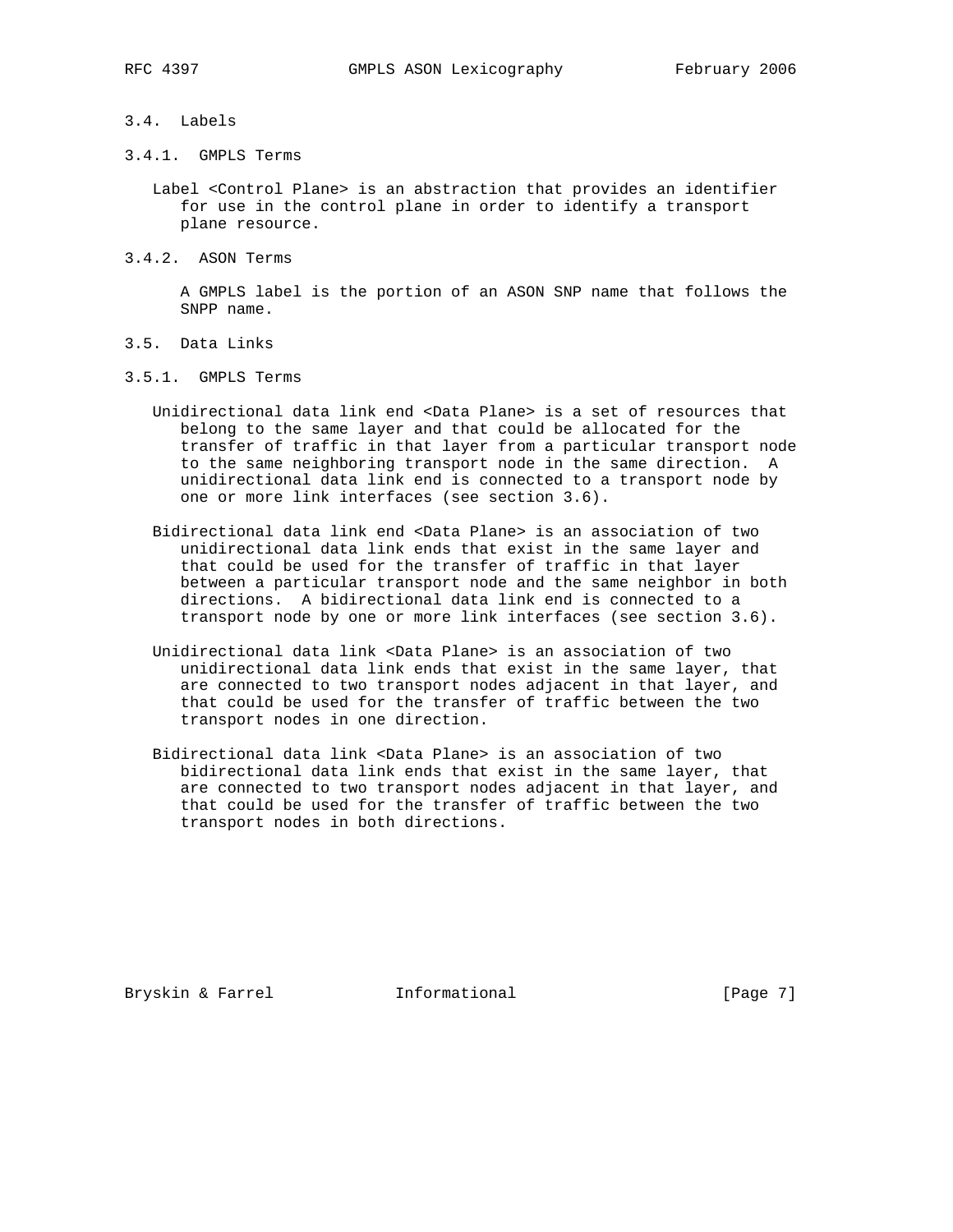### 3.4. Labels

#### 3.4.1. GMPLS Terms

Label <Control Plane> is an abstraction that provides an identifier for use in the control plane in order to identify a transport plane resource.

#### 3.4.2. ASON Terms

A GMPLS label is the portion of an ASON SNP name that follows the SNPP name.

### 3.5. Data Links

#### 3.5.1. GMPLS Terms

Unidirectional data link end <Data Plane> is a set of resources that belong to the same layer and that could be allocated for the transfer of traffic in that layer from a particular transport node to the same neighboring transport node in the same direction. A unidirectional data link end is connected to a transport node by one or more link interfaces (see section 3.6).

Bidirectional data link end <Data Plane> is an association of two unidirectional data link ends that exist in the same layer and that could be used for the transfer of traffic in that layer between a particular transport node and the same neighbor in both directions. A bidirectional data link end is connected to a transport node by one or more link interfaces (see section 3.6).

Unidirectional data link <Data Plane> is an association of two unidirectional data link ends that exist in the same layer, that are connected to two transport nodes adjacent in that layer, and that could be used for the transfer of traffic between the two transport nodes in one direction.

Bidirectional data link <Data Plane> is an association of two bidirectional data link ends that exist in the same layer, that are connected to two transport nodes adjacent in that layer, and that could be used for the transfer of traffic between the two transport nodes in both directions.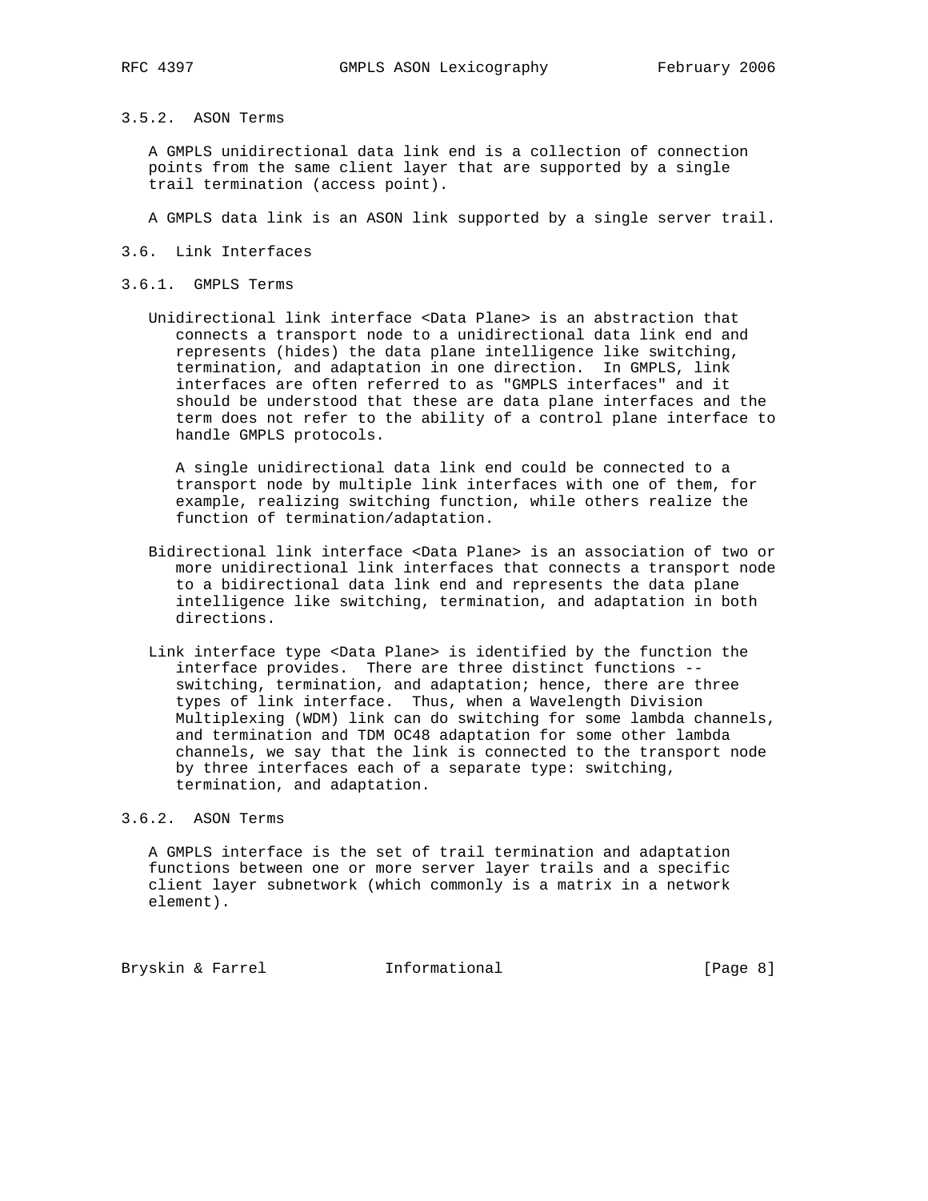### 3.5.2. ASON Terms

A GMPLS unidirectional data link end is a collection of connection points from the same client layer that are supported by a single trail termination (access point).

A GMPLS data link is an ASON link supported by a single server trail.

## 3.6. Link Interfaces

### 3.6.1. GMPLS Terms

Unidirectional link interface <Data Plane> is an abstraction that connects a transport node to a unidirectional data link end and represents (hides) the data plane intelligence like switching, termination, and adaptation in one direction. In GMPLS, link interfaces are often referred to as "GMPLS interfaces" and it should be understood that these are data plane interfaces and the term does not refer to the ability of a control plane interface to handle GMPLS protocols.

A single unidirectional data link end could be connected to a transport node by multiple link interfaces with one of them, for example, realizing switching function, while others realize the function of termination/adaptation.

Bidirectional link interface <Data Plane> is an association of two or more unidirectional link interfaces that connects a transport node to a bidirectional data link end and represents the data plane intelligence like switching, termination, and adaptation in both directions.

Link interface type <Data Plane> is identified by the function the interface provides. There are three distinct functions -- switching, termination, and adaptation; hence, there are three types of link interface. Thus, when a Wavelength Division Multiplexing (WDM) link can do switching for some lambda channels, and termination and TDM OC48 adaptation for some other lambda channels, we say that the link is connected to the transport node by three interfaces each of a separate type: switching, termination, and adaptation.

### 3.6.2. ASON Terms

A GMPLS interface is the set of trail termination and adaptation functions between one or more server layer trails and a specific client layer subnetwork (which commonly is a matrix in a network element).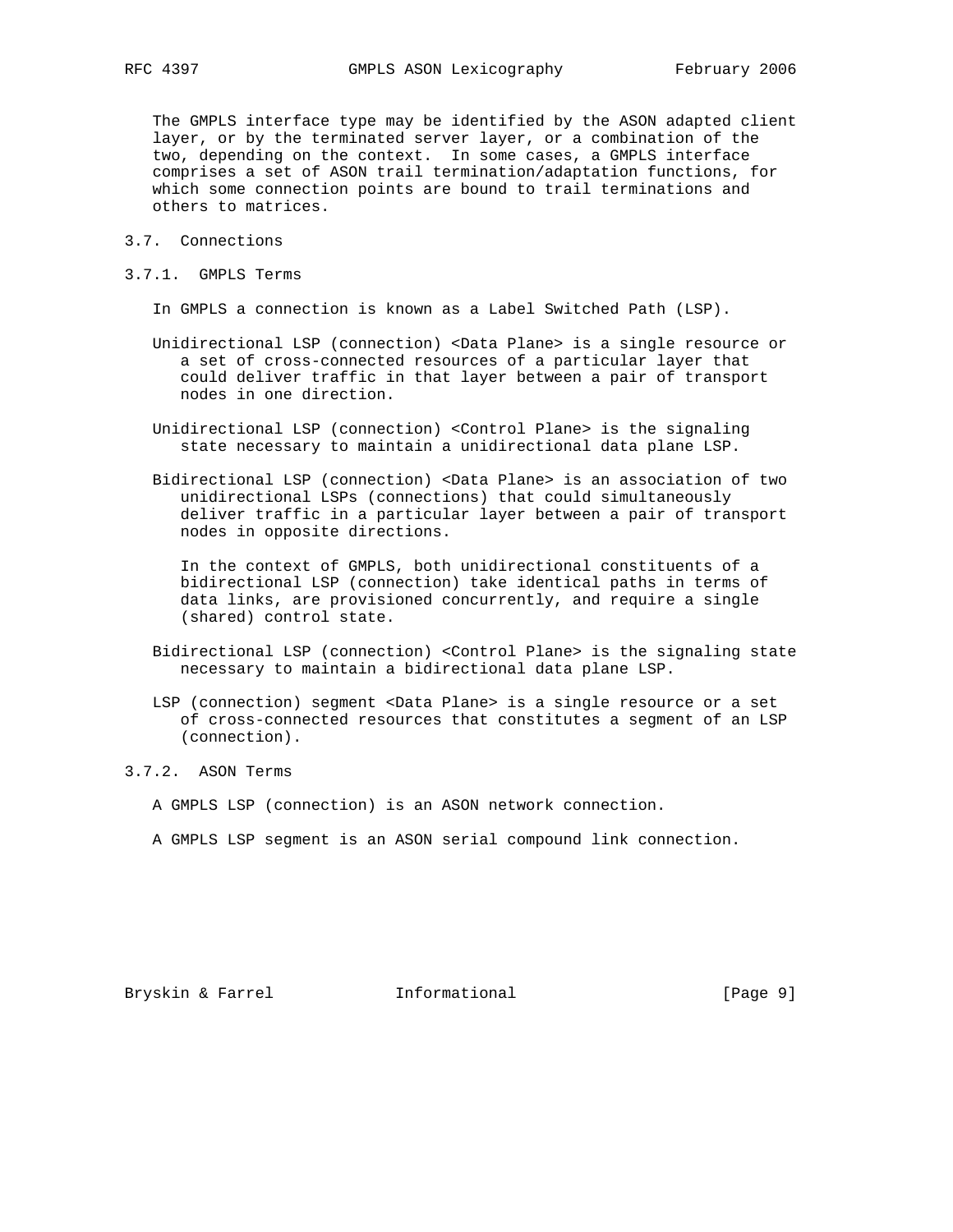The GMPLS interface type may be identified by the ASON adapted client layer, or by the terminated server layer, or a combination of the two, depending on the context. In some cases, a GMPLS interface comprises a set of ASON trail termination/adaptation functions, for which some connection points are bound to trail terminations and others to matrices.

## 3.7. Connections

### 3.7.1. GMPLS Terms

In GMPLS a connection is known as a Label Switched Path (LSP).

Unidirectional LSP (connection) <Data Plane> is a single resource or a set of cross-connected resources of a particular layer that could deliver traffic in that layer between a pair of transport nodes in one direction.

Unidirectional LSP (connection) <Control Plane> is the signaling state necessary to maintain a unidirectional data plane LSP.

Bidirectional LSP (connection) <Data Plane> is an association of two unidirectional LSPs (connections) that could simultaneously deliver traffic in a particular layer between a pair of transport nodes in opposite directions.

In the context of GMPLS, both unidirectional constituents of a bidirectional LSP (connection) take identical paths in terms of data links, are provisioned concurrently, and require a single (shared) control state.

Bidirectional LSP (connection) <Control Plane> is the signaling state necessary to maintain a bidirectional data plane LSP.

LSP (connection) segment <Data Plane> is a single resource or a set of cross-connected resources that constitutes a segment of an LSP (connection).

### 3.7.2. ASON Terms

A GMPLS LSP (connection) is an ASON network connection.

A GMPLS LSP segment is an ASON serial compound link connection.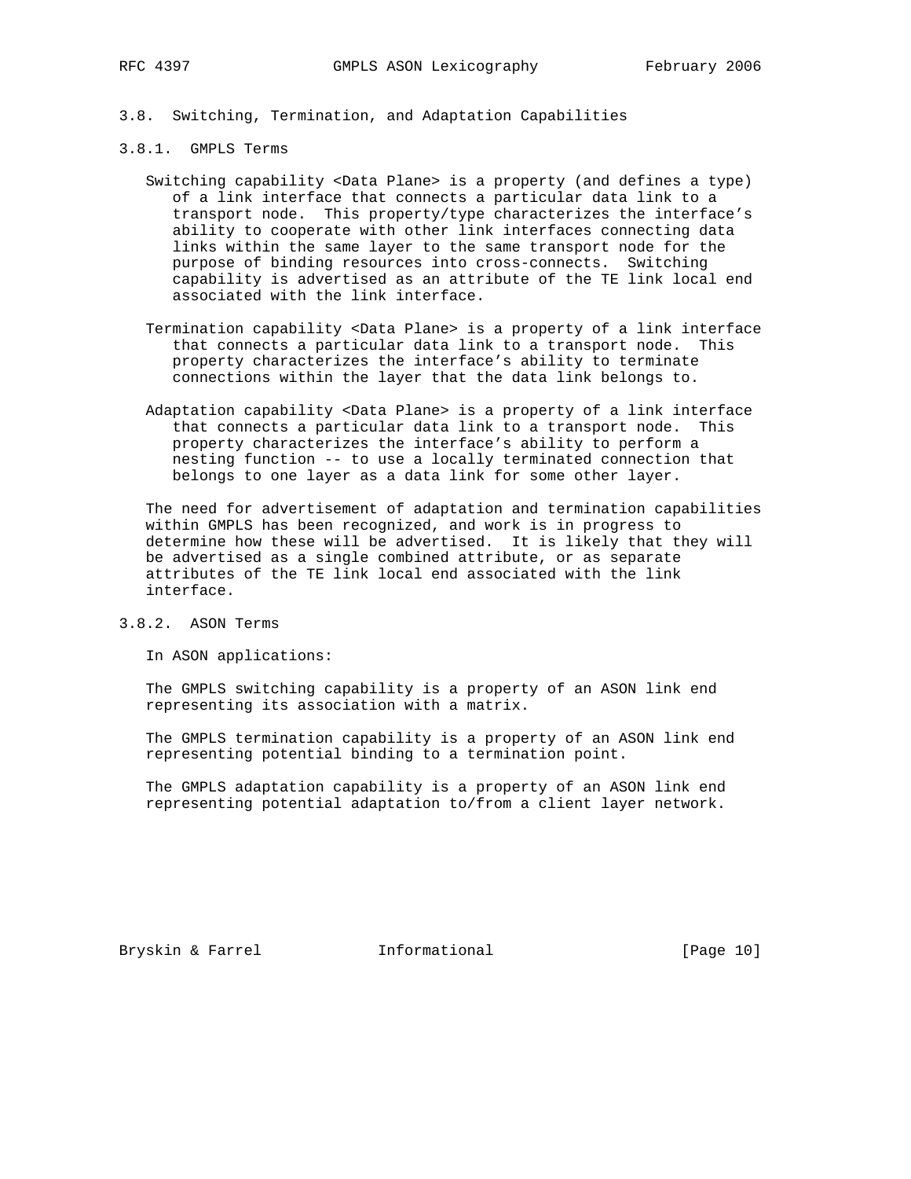### 3.8. Switching, Termination, and Adaptation Capabilities

#### 3.8.1. GMPLS Terms

Switching capability <Data Plane> is a property (and defines a type) of a link interface that connects a particular data link to a transport node. This property/type characterizes the interface's ability to cooperate with other link interfaces connecting data links within the same layer to the same transport node for the purpose of binding resources into cross-connects. Switching capability is advertised as an attribute of the TE link local end associated with the link interface.

Termination capability <Data Plane> is a property of a link interface that connects a particular data link to a transport node. This property characterizes the interface's ability to terminate connections within the layer that the data link belongs to.

Adaptation capability <Data Plane> is a property of a link interface that connects a particular data link to a transport node. This property characterizes the interface's ability to perform a nesting function -- to use a locally terminated connection that belongs to one layer as a data link for some other layer.

The need for advertisement of adaptation and termination capabilities within GMPLS has been recognized, and work is in progress to determine how these will be advertised. It is likely that they will be advertised as a single combined attribute, or as separate attributes of the TE link local end associated with the link interface.

#### 3.8.2. ASON Terms

In ASON applications:

The GMPLS switching capability is a property of an ASON link end representing its association with a matrix.

The GMPLS termination capability is a property of an ASON link end representing potential binding to a termination point.

The GMPLS adaptation capability is a property of an ASON link end representing potential adaptation to/from a client layer network.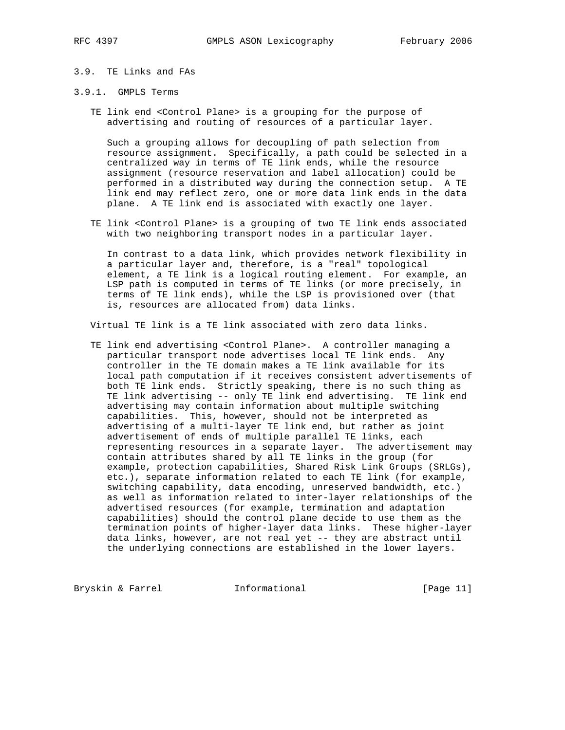### 3.9. TE Links and FAs

#### 3.9.1. GMPLS Terms

TE link end <Control Plane> is a grouping for the purpose of advertising and routing of resources of a particular layer.

Such a grouping allows for decoupling of path selection from resource assignment. Specifically, a path could be selected in a centralized way in terms of TE link ends, while the resource assignment (resource reservation and label allocation) could be performed in a distributed way during the connection setup. A TE link end may reflect zero, one or more data link ends in the data plane. A TE link end is associated with exactly one layer.

TE link <Control Plane> is a grouping of two TE link ends associated with two neighboring transport nodes in a particular layer.

In contrast to a data link, which provides network flexibility in a particular layer and, therefore, is a "real" topological element, a TE link is a logical routing element. For example, an LSP path is computed in terms of TE links (or more precisely, in terms of TE link ends), while the LSP is provisioned over (that is, resources are allocated from) data links.

Virtual TE link is a TE link associated with zero data links.

TE link end advertising <Control Plane>. A controller managing a particular transport node advertises local TE link ends. Any controller in the TE domain makes a TE link available for its local path computation if it receives consistent advertisements of both TE link ends. Strictly speaking, there is no such thing as TE link advertising -- only TE link end advertising. TE link end advertising may contain information about multiple switching capabilities. This, however, should not be interpreted as advertising of a multi-layer TE link end, but rather as joint advertisement of ends of multiple parallel TE links, each representing resources in a separate layer. The advertisement may contain attributes shared by all TE links in the group (for example, protection capabilities, Shared Risk Link Groups (SRLGs), etc.), separate information related to each TE link (for example, switching capability, data encoding, unreserved bandwidth, etc.) as well as information related to inter-layer relationships of the advertised resources (for example, termination and adaptation capabilities) should the control plane decide to use them as the termination points of higher-layer data links. These higher-layer data links, however, are not real yet -- they are abstract until the underlying connections are established in the lower layers.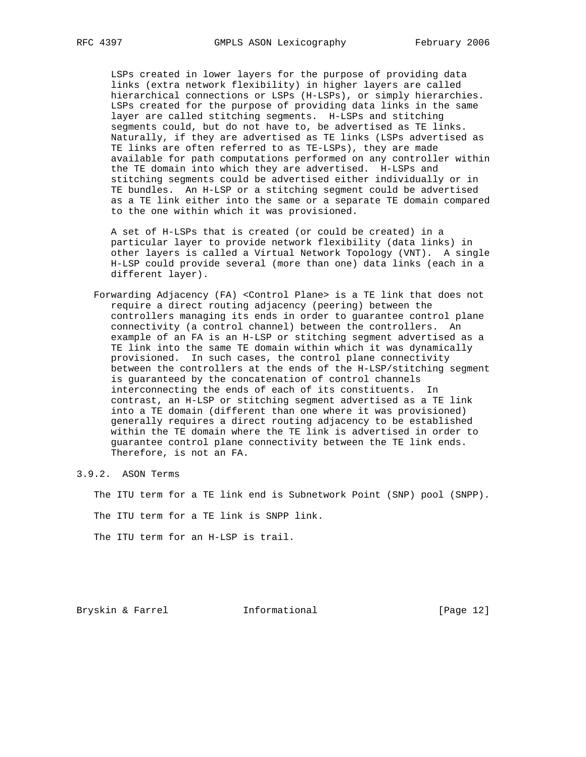LSPs created in lower layers for the purpose of providing data links (extra network flexibility) in higher layers are called hierarchical connections or LSPs (H-LSPs), or simply hierarchies. LSPs created for the purpose of providing data links in the same layer are called stitching segments. H-LSPs and stitching segments could, but do not have to, be advertised as TE links. Naturally, if they are advertised as TE links (LSPs advertised as TE links are often referred to as TE-LSPs), they are made available for path computations performed on any controller within the TE domain into which they are advertised. H-LSPs and stitching segments could be advertised either individually or in TE bundles. An H-LSP or a stitching segment could be advertised as a TE link either into the same or a separate TE domain compared to the one within which it was provisioned.

A set of H-LSPs that is created (or could be created) in a particular layer to provide network flexibility (data links) in other layers is called a Virtual Network Topology (VNT). A single H-LSP could provide several (more than one) data links (each in a different layer).

Forwarding Adjacency (FA) <Control Plane> is a TE link that does not require a direct routing adjacency (peering) between the controllers managing its ends in order to guarantee control plane connectivity (a control channel) between the controllers. An example of an FA is an H-LSP or stitching segment advertised as a TE link into the same TE domain within which it was dynamically provisioned. In such cases, the control plane connectivity between the controllers at the ends of the H-LSP/stitching segment is guaranteed by the concatenation of control channels interconnecting the ends of each of its constituents. In contrast, an H-LSP or stitching segment advertised as a TE link into a TE domain (different than one where it was provisioned) generally requires a direct routing adjacency to be established within the TE domain where the TE link is advertised in order to guarantee control plane connectivity between the TE link ends. Therefore, is not an FA.

### 3.9.2. ASON Terms

The ITU term for a TE link end is Subnetwork Point (SNP) pool (SNPP).

The ITU term for a TE link is SNPP link.

The ITU term for an H-LSP is trail.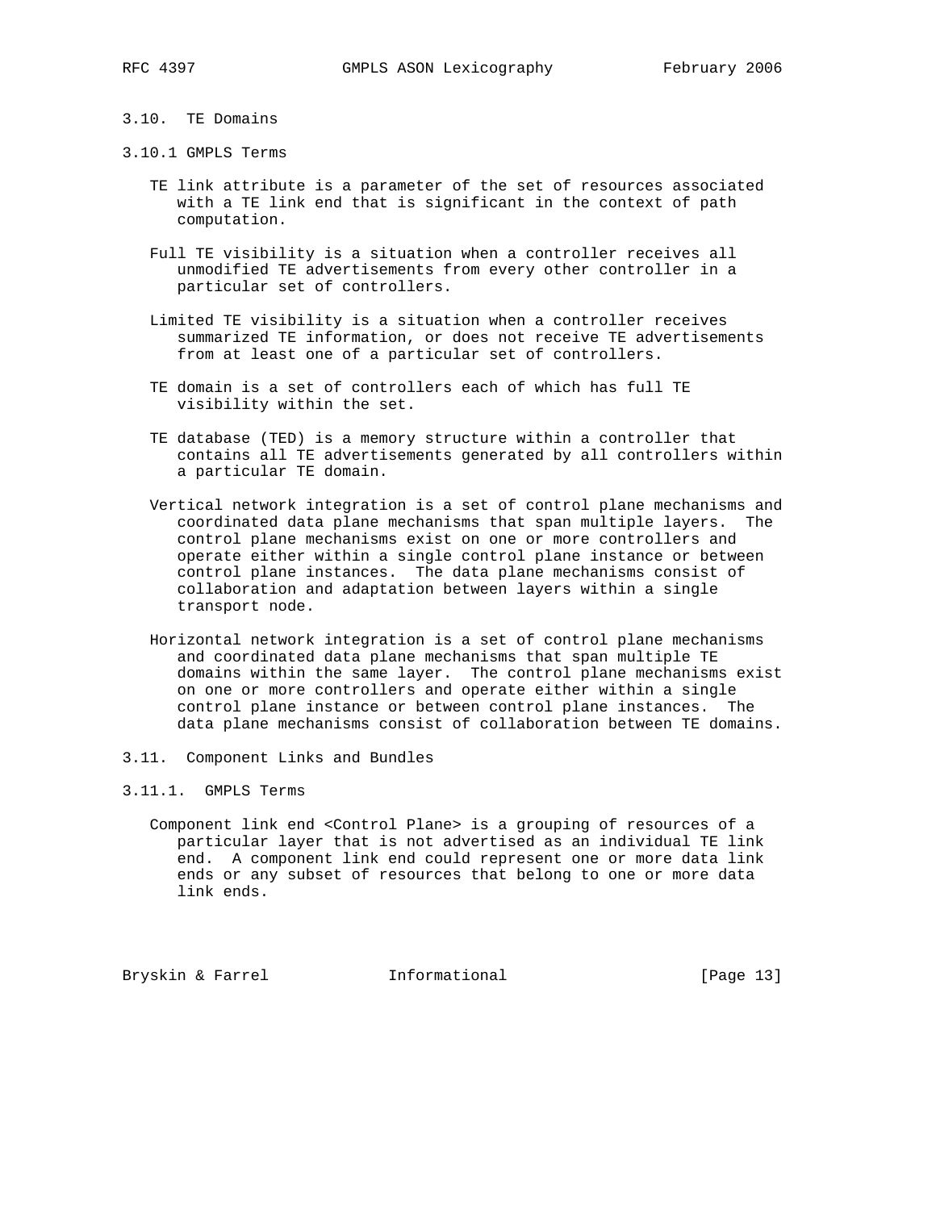### 3.10. TE Domains

#### 3.10.1 GMPLS Terms

TE link attribute is a parameter of the set of resources associated with a TE link end that is significant in the context of path computation.

Full TE visibility is a situation when a controller receives all unmodified TE advertisements from every other controller in a particular set of controllers.

Limited TE visibility is a situation when a controller receives summarized TE information, or does not receive TE advertisements from at least one of a particular set of controllers.

TE domain is a set of controllers each of which has full TE visibility within the set.

TE database (TED) is a memory structure within a controller that contains all TE advertisements generated by all controllers within a particular TE domain.

Vertical network integration is a set of control plane mechanisms and coordinated data plane mechanisms that span multiple layers. The control plane mechanisms exist on one or more controllers and operate either within a single control plane instance or between control plane instances. The data plane mechanisms consist of collaboration and adaptation between layers within a single transport node.

Horizontal network integration is a set of control plane mechanisms and coordinated data plane mechanisms that span multiple TE domains within the same layer. The control plane mechanisms exist on one or more controllers and operate either within a single control plane instance or between control plane instances. The data plane mechanisms consist of collaboration between TE domains.

### 3.11. Component Links and Bundles

#### 3.11.1. GMPLS Terms

Component link end <Control Plane> is a grouping of resources of a particular layer that is not advertised as an individual TE link end. A component link end could represent one or more data link ends or any subset of resources that belong to one or more data link ends.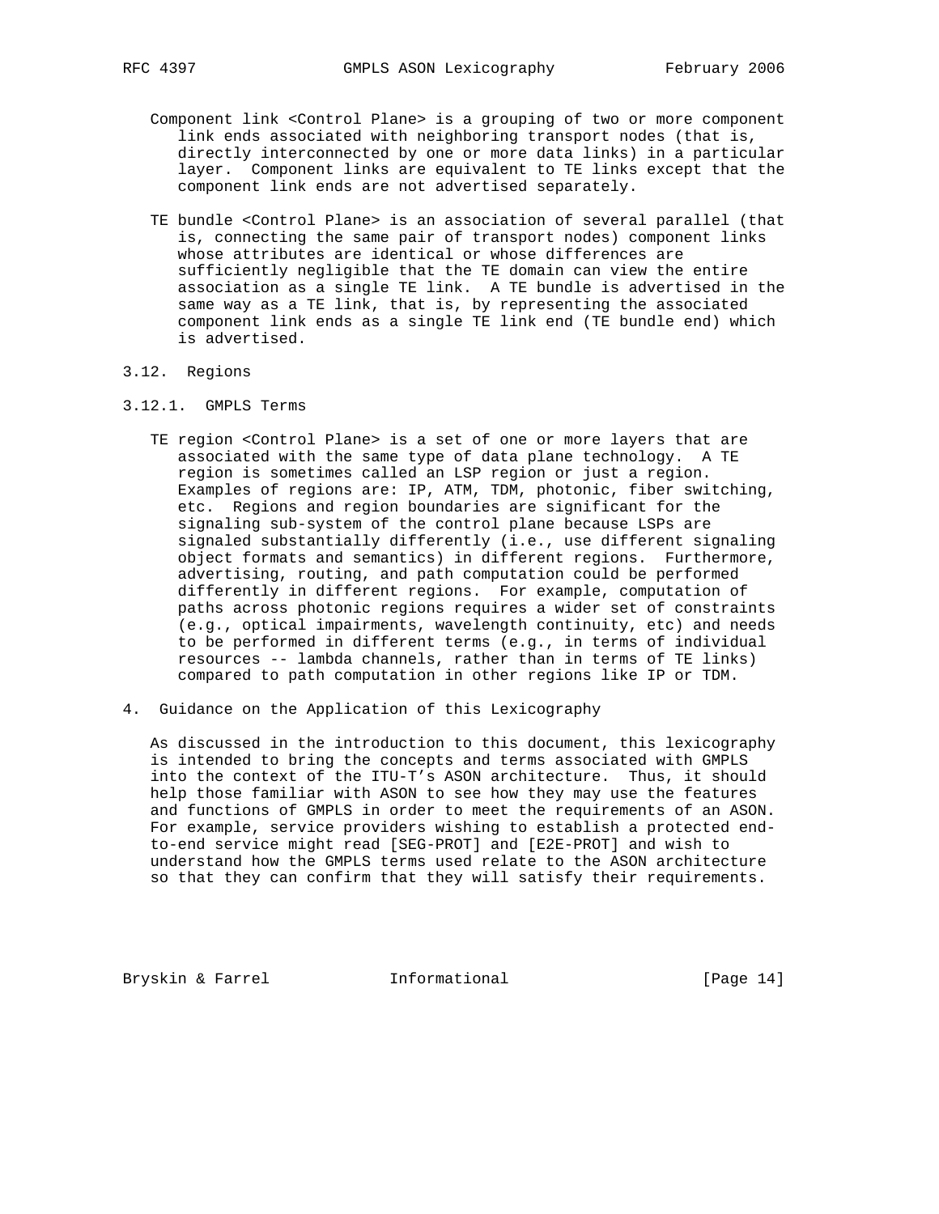Component link <Control Plane> is a grouping of two or more component link ends associated with neighboring transport nodes (that is, directly interconnected by one or more data links) in a particular layer. Component links are equivalent to TE links except that the component link ends are not advertised separately.

TE bundle <Control Plane> is an association of several parallel (that is, connecting the same pair of transport nodes) component links whose attributes are identical or whose differences are sufficiently negligible that the TE domain can view the entire association as a single TE link. A TE bundle is advertised in the same way as a TE link, that is, by representing the associated component link ends as a single TE link end (TE bundle end) which is advertised.

### 3.12. Regions

#### 3.12.1. GMPLS Terms

TE region <Control Plane> is a set of one or more layers that are associated with the same type of data plane technology. A TE region is sometimes called an LSP region or just a region. Examples of regions are: IP, ATM, TDM, photonic, fiber switching, etc. Regions and region boundaries are significant for the signaling sub-system of the control plane because LSPs are signaled substantially differently (i.e., use different signaling object formats and semantics) in different regions. Furthermore, advertising, routing, and path computation could be performed differently in different regions. For example, computation of paths across photonic regions requires a wider set of constraints (e.g., optical impairments, wavelength continuity, etc) and needs to be performed in different terms (e.g., in terms of individual resources -- lambda channels, rather than in terms of TE links) compared to path computation in other regions like IP or TDM.

## 4. Guidance on the Application of this Lexicography

As discussed in the introduction to this document, this lexicography is intended to bring the concepts and terms associated with GMPLS into the context of the ITU-T's ASON architecture. Thus, it should help those familiar with ASON to see how they may use the features and functions of GMPLS in order to meet the requirements of an ASON. For example, service providers wishing to establish a protected end-to-end service might read [SEG-PROT] and [E2E-PROT] and wish to understand how the GMPLS terms used relate to the ASON architecture so that they can confirm that they will satisfy their requirements.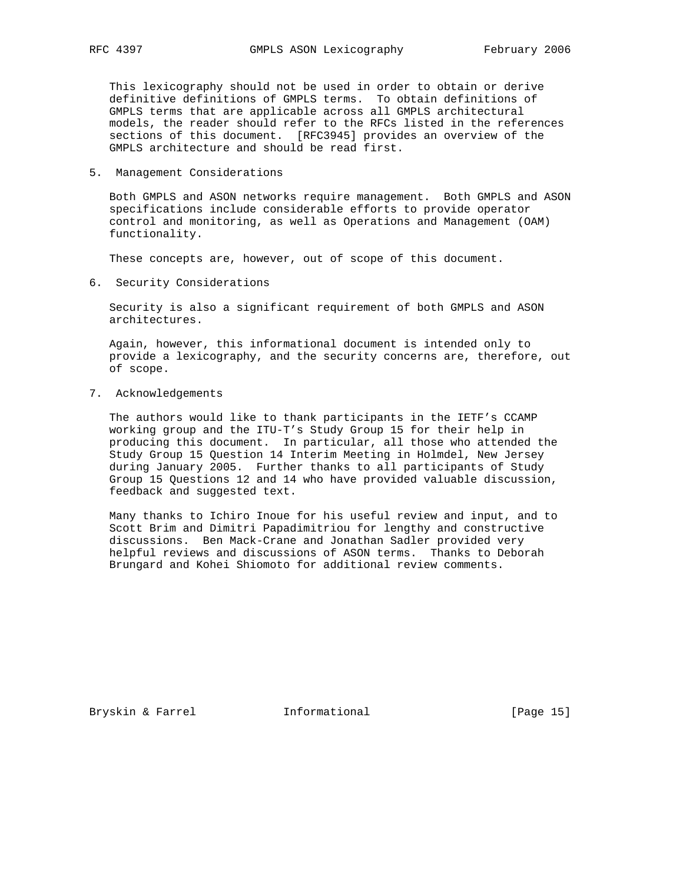This lexicography should not be used in order to obtain or derive definitive definitions of GMPLS terms. To obtain definitions of GMPLS terms that are applicable across all GMPLS architectural models, the reader should refer to the RFCs listed in the references sections of this document. [RFC3945] provides an overview of the GMPLS architecture and should be read first.

## 5. Management Considerations

Both GMPLS and ASON networks require management. Both GMPLS and ASON specifications include considerable efforts to provide operator control and monitoring, as well as Operations and Management (OAM) functionality.

These concepts are, however, out of scope of this document.

## 6. Security Considerations

Security is also a significant requirement of both GMPLS and ASON architectures.

Again, however, this informational document is intended only to provide a lexicography, and the security concerns are, therefore, out of scope.

## 7. Acknowledgements

The authors would like to thank participants in the IETF's CCAMP working group and the ITU-T's Study Group 15 for their help in producing this document. In particular, all those who attended the Study Group 15 Question 14 Interim Meeting in Holmdel, New Jersey during January 2005. Further thanks to all participants of Study Group 15 Questions 12 and 14 who have provided valuable discussion, feedback and suggested text.

Many thanks to Ichiro Inoue for his useful review and input, and to Scott Brim and Dimitri Papadimitriou for lengthy and constructive discussions. Ben Mack-Crane and Jonathan Sadler provided very helpful reviews and discussions of ASON terms. Thanks to Deborah Brungard and Kohei Shiomoto for additional review comments.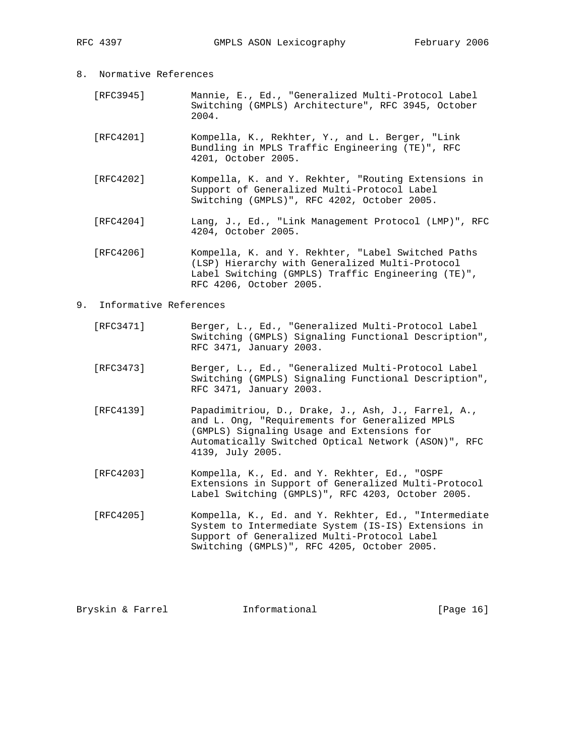## 8. Normative References

[RFC3945] Mannie, E., Ed., "Generalized Multi-Protocol Label Switching (GMPLS) Architecture", RFC 3945, October 2004.

[RFC4201] Kompella, K., Rekhter, Y., and L. Berger, "Link Bundling in MPLS Traffic Engineering (TE)", RFC 4201, October 2005.

[RFC4202] Kompella, K. and Y. Rekhter, "Routing Extensions in Support of Generalized Multi-Protocol Label Switching (GMPLS)", RFC 4202, October 2005.

[RFC4204] Lang, J., Ed., "Link Management Protocol (LMP)", RFC 4204, October 2005.

[RFC4206] Kompella, K. and Y. Rekhter, "Label Switched Paths (LSP) Hierarchy with Generalized Multi-Protocol Label Switching (GMPLS) Traffic Engineering (TE)", RFC 4206, October 2005.

## 9. Informative References

[RFC3471] Berger, L., Ed., "Generalized Multi-Protocol Label Switching (GMPLS) Signaling Functional Description", RFC 3471, January 2003.

[RFC3473] Berger, L., Ed., "Generalized Multi-Protocol Label Switching (GMPLS) Signaling Functional Description", RFC 3471, January 2003.

[RFC4139] Papadimitriou, D., Drake, J., Ash, J., Farrel, A., and L. Ong, "Requirements for Generalized MPLS (GMPLS) Signaling Usage and Extensions for Automatically Switched Optical Network (ASON)", RFC 4139, July 2005.

[RFC4203] Kompella, K., Ed. and Y. Rekhter, Ed., "OSPF Extensions in Support of Generalized Multi-Protocol Label Switching (GMPLS)", RFC 4203, October 2005.

[RFC4205] Kompella, K., Ed. and Y. Rekhter, Ed., "Intermediate System to Intermediate System (IS-IS) Extensions in Support of Generalized Multi-Protocol Label Switching (GMPLS)", RFC 4205, October 2005.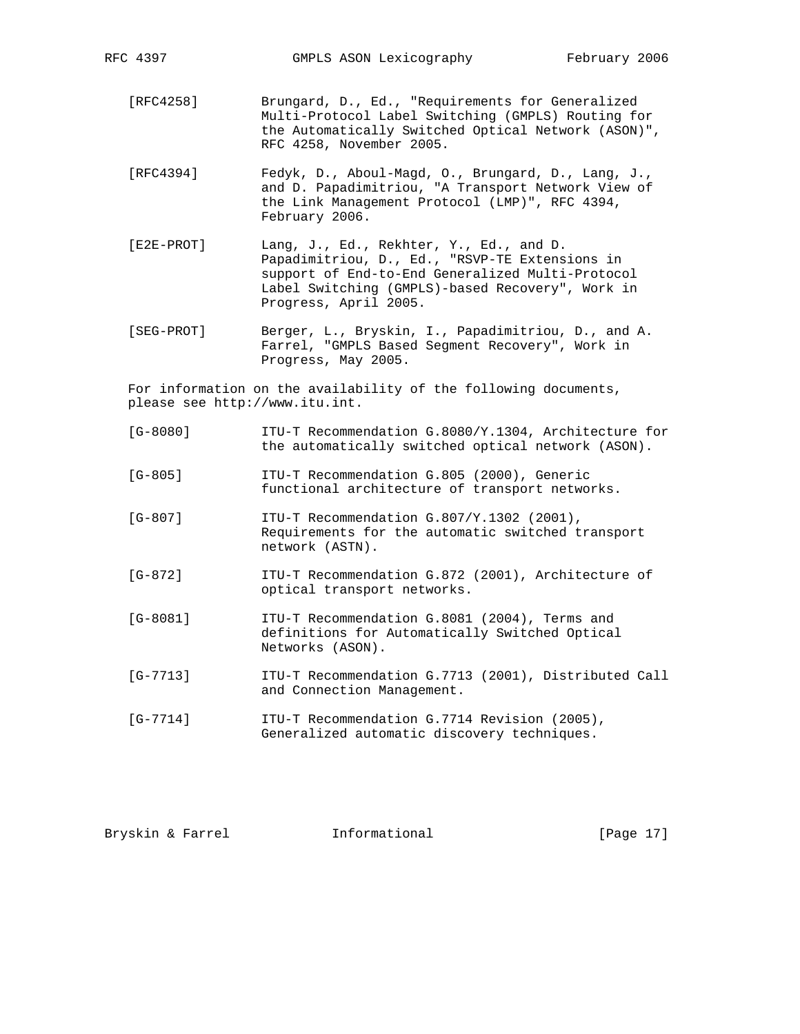[RFC4258] Brungard, D., Ed., "Requirements for Generalized Multi-Protocol Label Switching (GMPLS) Routing for the Automatically Switched Optical Network (ASON)", RFC 4258, November 2005.

[RFC4394] Fedyk, D., Aboul-Magd, O., Brungard, D., Lang, J., and D. Papadimitriou, "A Transport Network View of the Link Management Protocol (LMP)", RFC 4394, February 2006.

[E2E-PROT] Lang, J., Ed., Rekhter, Y., Ed., and D. Papadimitriou, D., Ed., "RSVP-TE Extensions in support of End-to-End Generalized Multi-Protocol Label Switching (GMPLS)-based Recovery", Work in Progress, April 2005.

[SEG-PROT] Berger, L., Bryskin, I., Papadimitriou, D., and A. Farrel, "GMPLS Based Segment Recovery", Work in Progress, May 2005.

For information on the availability of the following documents, please see http://www.itu.int.

[G-8080] ITU-T Recommendation G.8080/Y.1304, Architecture for the automatically switched optical network (ASON).

[G-805] ITU-T Recommendation G.805 (2000), Generic functional architecture of transport networks.

[G-807] ITU-T Recommendation G.807/Y.1302 (2001), Requirements for the automatic switched transport network (ASTN).

[G-872] ITU-T Recommendation G.872 (2001), Architecture of optical transport networks.

[G-8081] ITU-T Recommendation G.8081 (2004), Terms and definitions for Automatically Switched Optical Networks (ASON).

[G-7713] ITU-T Recommendation G.7713 (2001), Distributed Call and Connection Management.

[G-7714] ITU-T Recommendation G.7714 Revision (2005), Generalized automatic discovery techniques.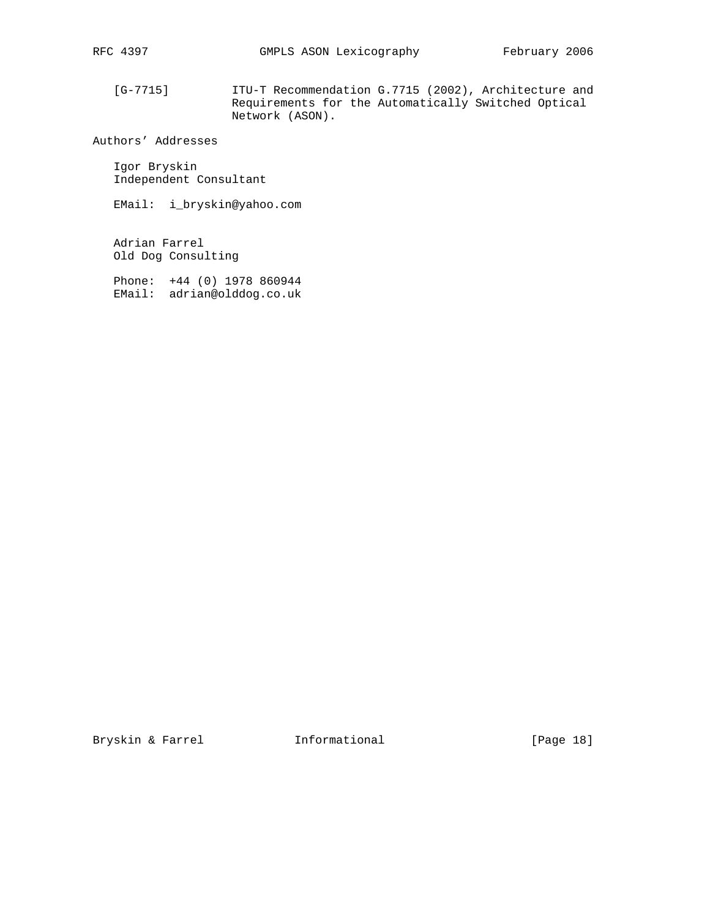[G-7715] ITU-T Recommendation G.7715 (2002), Architecture and Requirements for the Automatically Switched Optical Network (ASON).

## Authors' Addresses

Igor Bryskin
Independent Consultant

EMail: i_bryskin@yahoo.com

Adrian Farrel
Old Dog Consulting

Phone: +44 (0) 1978 860944
EMail: adrian@olddog.co.uk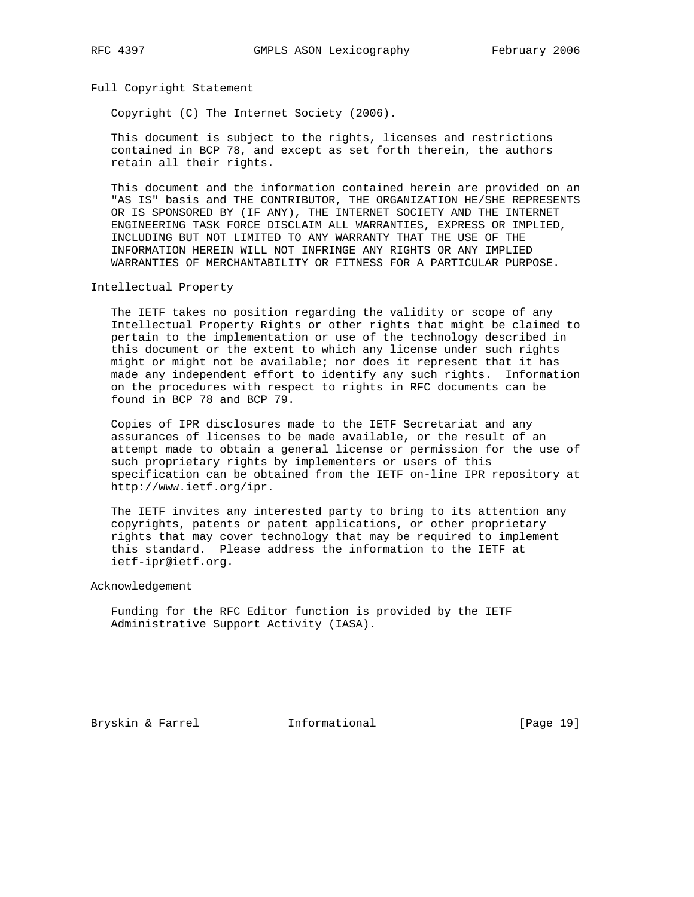## Full Copyright Statement

Copyright (C) The Internet Society (2006).

This document is subject to the rights, licenses and restrictions contained in BCP 78, and except as set forth therein, the authors retain all their rights.

This document and the information contained herein are provided on an "AS IS" basis and THE CONTRIBUTOR, THE ORGANIZATION HE/SHE REPRESENTS OR IS SPONSORED BY (IF ANY), THE INTERNET SOCIETY AND THE INTERNET ENGINEERING TASK FORCE DISCLAIM ALL WARRANTIES, EXPRESS OR IMPLIED, INCLUDING BUT NOT LIMITED TO ANY WARRANTY THAT THE USE OF THE INFORMATION HEREIN WILL NOT INFRINGE ANY RIGHTS OR ANY IMPLIED WARRANTIES OF MERCHANTABILITY OR FITNESS FOR A PARTICULAR PURPOSE.

## Intellectual Property

The IETF takes no position regarding the validity or scope of any Intellectual Property Rights or other rights that might be claimed to pertain to the implementation or use of the technology described in this document or the extent to which any license under such rights might or might not be available; nor does it represent that it has made any independent effort to identify any such rights. Information on the procedures with respect to rights in RFC documents can be found in BCP 78 and BCP 79.

Copies of IPR disclosures made to the IETF Secretariat and any assurances of licenses to be made available, or the result of an attempt made to obtain a general license or permission for the use of such proprietary rights by implementers or users of this specification can be obtained from the IETF on-line IPR repository at http://www.ietf.org/ipr.

The IETF invites any interested party to bring to its attention any copyrights, patents or patent applications, or other proprietary rights that may cover technology that may be required to implement this standard. Please address the information to the IETF at ietf-ipr@ietf.org.

## Acknowledgement

Funding for the RFC Editor function is provided by the IETF Administrative Support Activity (IASA).